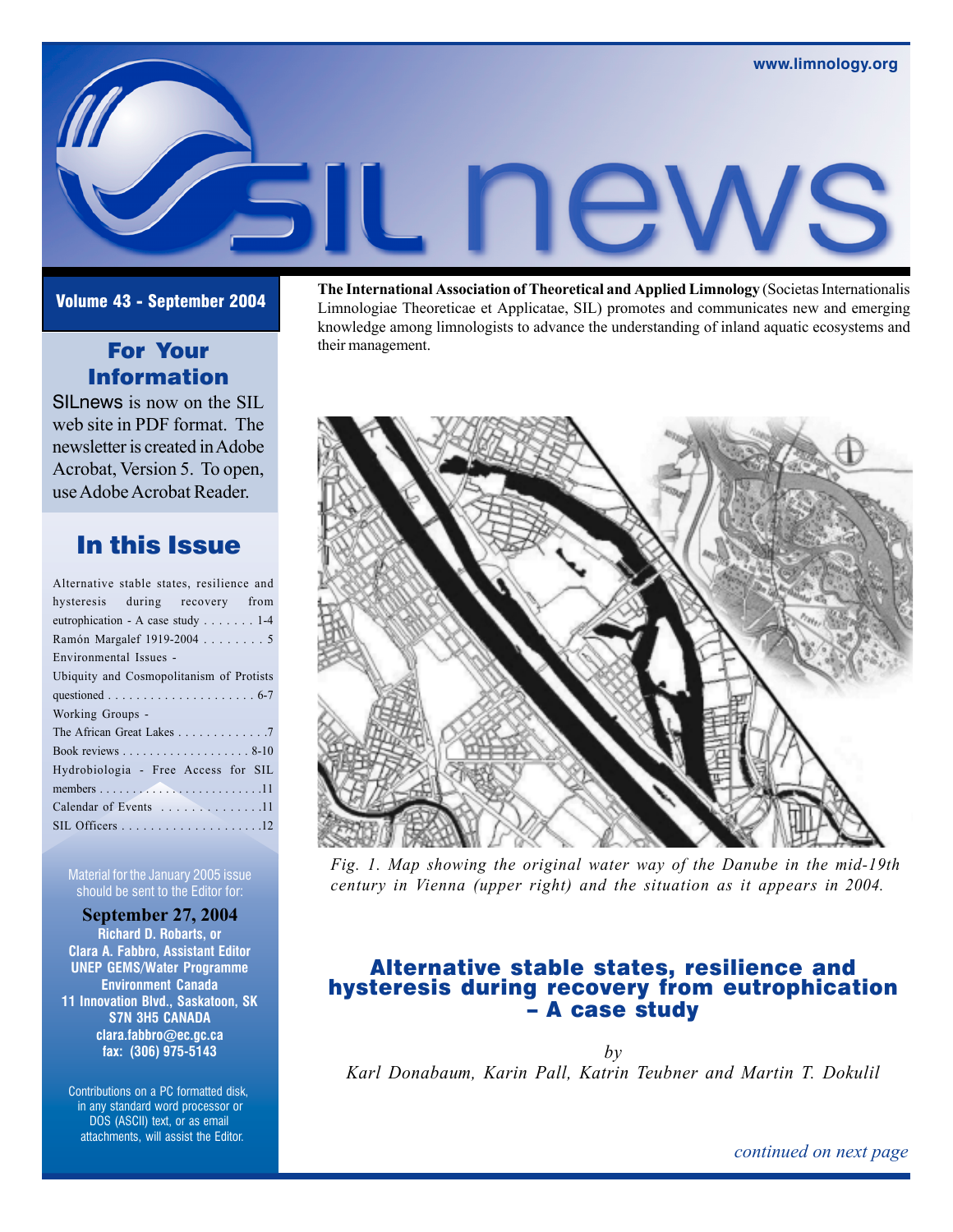www.limnology.org

# SIL news

**Volume 43 - September 2004**

## For Your Information

SILnews is now on the SIL web site in PDF format. The newsletter is created in Adobe Acrobat, Version 5. To open, use Adobe Acrobat Reader.

## In this Issue

- Alternative stable states, resilience and hysteresis during recovery from eutrophication - A case study . . . . . . . 1-4
- Ramón Margalef 1919-2004 . . . . . . . . 5
- Environmental Issues - Ubiquity and Cosmopolitanism of Protists questioned . . . . . . . . . . . . . . . . . . . . . 6-7
- Working Groups - The African Great Lakes . . . . . . . . . . . . 7
- Book reviews . . . . . . . . . . . . . . . . . . . 8-10
- Hydrobiologia - Free Access for SIL members . . . . . . . . . . . . . . . . . . . . . . . . . 11
- Calendar of Events . . . . . . . . . . . . . . 11
- SIL Officers . . . . . . . . . . . . . . . . . . . . 12

Material for the January 2005 issue should be sent to the Editor for:

**September 27, 2004**

**Richard D. Robarts, or**
**Clara A. Fabbro, Assistant Editor**
**UNEP GEMS/Water Programme**
**Environment Canada**
**11 Innovation Blvd., Saskatoon, SK**
**S7N 3H5 CANADA**
**clara.fabbro@ec.gc.ca**
**fax: (306) 975-5143**

Contributions on a PC formatted disk, in any standard word processor or DOS (ASCII) text, or as email attachments, will assist the Editor.

**The International Association of Theoretical and Applied Limnology** (Societas Internationalis Limnologiae Theoreticae et Applicatae, SIL) promotes and communicates new and emerging knowledge among limnologists to advance the understanding of inland aquatic ecosystems and their management.

*Fig. 1. Map showing the original water way of the Danube in the mid-19th century in Vienna (upper right) and the situation as it appears in 2004.*

## Alternative stable states, resilience and hysteresis during recovery from eutrophication – A case study

*by*

*Karl Donabaum, Karin Pall, Katrin Teubner and Martin T. Dokulil*

*continued on next page*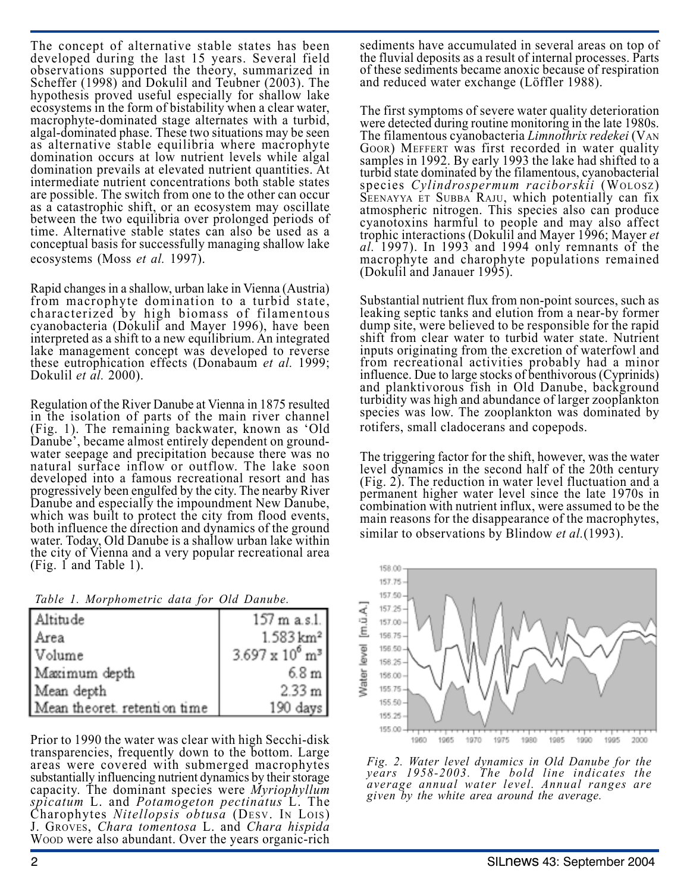The concept of alternative stable states has been developed during the last 15 years. Several field observations supported the theory, summarized in Scheffer (1998) and Dokulil and Teubner (2003). The hypothesis proved useful especially for shallow lake ecosystems in the form of bistability when a clear water, macrophyte-dominated stage alternates with a turbid, algal-dominated phase. These two situations may be seen as alternative stable equilibria where macrophyte domination occurs at low nutrient levels while algal domination prevails at elevated nutrient quantities. At intermediate nutrient concentrations both stable states are possible. The switch from one to the other can occur as a catastrophic shift, or an ecosystem may oscillate between the two equilibria over prolonged periods of time. Alternative stable states can also be used as a conceptual basis for successfully managing shallow lake ecosystems (Moss *et al.* 1997).

Rapid changes in a shallow, urban lake in Vienna (Austria) from macrophyte domination to a turbid state, characterized by high biomass of filamentous cyanobacteria (Dokulil and Mayer 1996), have been interpreted as a shift to a new equilibrium. An integrated lake management concept was developed to reverse these eutrophication effects (Donabaum *et al.* 1999; Dokulil *et al.* 2000).

Regulation of the River Danube at Vienna in 1875 resulted in the isolation of parts of the main river channel (Fig. 1). The remaining backwater, known as 'Old Danube', became almost entirely dependent on groundwater seepage and precipitation because there was no natural surface inflow or outflow. The lake soon developed into a famous recreational resort and has progressively been engulfed by the city. The nearby River Danube and especially the impoundment New Danube, which was built to protect the city from flood events, both influence the direction and dynamics of the ground water. Today, Old Danube is a shallow urban lake within the city of Vienna and a very popular recreational area (Fig. 1 and Table 1).

*Table 1. Morphometric data for Old Danube.*

| | |
|---|---|
| Altitude | 157 m a.s.l. |
| Area | 1.583 km² |
| Volume | $3.697 \times 10^6$ m³ |
| Maximum depth | 6.8 m |
| Mean depth | 2.33 m |
| Mean theoret. retention time | 190 days |

Prior to 1990 the water was clear with high Secchi-disk transparencies, frequently down to the bottom. Large areas were covered with submerged macrophytes substantially influencing nutrient dynamics by their storage capacity. The dominant species were *Myriophyllum spicatum* L. and *Potamogeton pectinatus* L. The Charophytes *Nitellopsis obtusa* (Desv. In Lois) J. Groves, *Chara tomentosa* L. and *Chara hispida* Wood were also abundant. Over the years organic-rich sediments have accumulated in several areas on top of the fluvial deposits as a result of internal processes. Parts of these sediments became anoxic because of respiration and reduced water exchange (Löffler 1988).

The first symptoms of severe water quality deterioration were detected during routine monitoring in the late 1980s. The filamentous cyanobacteria *Limnothrix redekei* (Van Goor) Meffert was first recorded in water quality samples in 1992. By early 1993 the lake had shifted to a turbid state dominated by the filamentous, cyanobacterial species *Cylindrospermum raciborskii* (Wolosz) Seenayya et Subba Raju, which potentially can fix atmospheric nitrogen. This species also can produce cyanotoxins harmful to people and may also affect trophic interactions (Dokulil and Mayer 1996; Mayer *et al.* 1997). In 1993 and 1994 only remnants of the macrophyte and charophyte populations remained (Dokulil and Janauer 1995).

Substantial nutrient flux from non-point sources, such as leaking septic tanks and elution from a near-by former dump site, were believed to be responsible for the rapid shift from clear water to turbid water state. Nutrient inputs originating from the excretion of waterfowl and from recreational activities probably had a minor influence. Due to large stocks of benthivorous (Cyprinids) and planktivorous fish in Old Danube, background turbidity was high and abundance of larger zooplankton species was low. The zooplankton was dominated by rotifers, small cladocerans and copepods.

The triggering factor for the shift, however, was the water level dynamics in the second half of the 20th century (Fig. 2). The reduction in water level fluctuation and a permanent higher water level since the late 1970s in combination with nutrient influx, were assumed to be the main reasons for the disappearance of the macrophytes, similar to observations by Blindow *et al.*(1993).

*Fig. 2. Water level dynamics in Old Danube for the years 1958-2003. The bold line indicates the average annual water level. Annual ranges are given by the white area around the average.*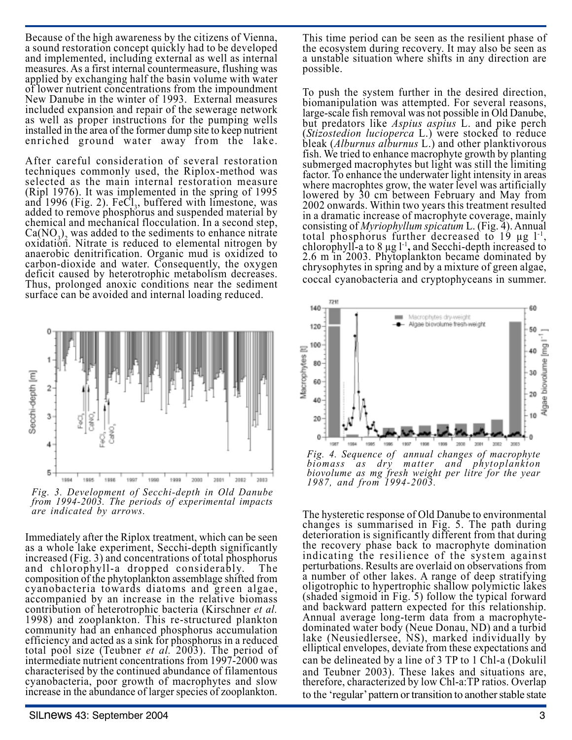Because of the high awareness by the citizens of Vienna, a sound restoration concept quickly had to be developed and implemented, including external as well as internal measures. As a first internal countermeasure, flushing was applied by exchanging half the basin volume with water of lower nutrient concentrations from the impoundment New Danube in the winter of 1993. External measures included expansion and repair of the sewerage network as well as proper instructions for the pumping wells installed in the area of the former dump site to keep nutrient enriched ground water away from the lake.

After careful consideration of several restoration techniques commonly used, the Riplox-method was selected as the main internal restoration measure (Ripl 1976). It was implemented in the spring of 1995 and 1996 (Fig. 2). $FeCl_3$, buffered with limestone, was added to remove phosphorus and suspended material by chemical and mechanical flocculation. In a second step, $Ca(NO_3)_2$ was added to the sediments to enhance nitrate oxidation. Nitrate is reduced to elemental nitrogen by anaerobic denitrification. Organic mud is oxidized to carbon-dioxide and water. Consequently, the oxygen deficit caused by heterotrophic metabolism decreases. Thus, prolonged anoxic conditions near the sediment surface can be avoided and internal loading reduced.

*Fig. 3. Development of Secchi-depth in Old Danube from 1994-2003. The periods of experimental impacts are indicated by arrows.*

Immediately after the Riplox treatment, which can be seen as a whole lake experiment, Secchi-depth significantly increased (Fig. 3) and concentrations of total phosphorus and chlorophyll-a dropped considerably. The composition of the phytoplankton assemblage shifted from cyanobacteria towards diatoms and green algae, accompanied by an increase in the relative biomass contribution of heterotrophic bacteria (Kirschner *et al.* 1998) and zooplankton. This re-structured plankton community had an enhanced phosphorus accumulation efficiency and acted as a sink for phosphorus in a reduced total pool size (Teubner *et al.* 2003). The period of intermediate nutrient concentrations from 1997-2000 was characterised by the continued abundance of filamentous cyanobacteria, poor growth of macrophytes and slow increase in the abundance of larger species of zooplankton.

This time period can be seen as the resilient phase of the ecosystem during recovery. It may also be seen as a unstable situation where shifts in any direction are possible.

To push the system further in the desired direction, biomanipulation was attempted. For several reasons, large-scale fish removal was not possible in Old Danube, but predators like *Aspius aspius* L. and pike perch (*Stizostedion lucioperca* L.) were stocked to reduce bleak (*Alburnus alburnus* L.) and other planktivorous fish. We tried to enhance macrophyte growth by planting submerged macrophytes but light was still the limiting factor. To enhance the underwater light intensity in areas where macrophtes grow, the water level was artificially lowered by 30 cm between February and May from 2002 onwards. Within two years this treatment resulted in a dramatic increase of macrophyte coverage, mainly consisting of *Myriophyllum spicatum* L. (Fig. 4). Annual total phosphorus further decreased to 19 µg $l^{-1}$, chlorophyll-a to 8 µg $l^{-1}$, and Secchi-depth increased to 2.6 m in 2003. Phytoplankton became dominated by chrysophytes in spring and by a mixture of green algae, coccal cyanobacteria and cryptophyceans in summer.

*Fig. 4. Sequence of annual changes of macrophyte biomass as dry matter and phytoplankton biovolume as mg fresh weight per litre for the year 1987, and from 1994-2003.*

The hysteretic response of Old Danube to environmental changes is summarised in Fig. 5. The path during deterioration is significantly different from that during the recovery phase back to macrophyte domination indicating the resilience of the system against perturbations. Results are overlaid on observations from a number of other lakes. A range of deep stratifying oligotrophic to hypertrophic shallow polymictic lakes (shaded sigmoid in Fig. 5) follow the typical forward and backward pattern expected for this relationship. Annual average long-term data from a macrophyte-dominated water body (Neue Donau, ND) and a turbid lake (Neusiedlersee, NS), marked individually by elliptical envelopes, deviate from these expectations and can be delineated by a line of 3 TP to 1 Chl-a (Dokulil and Teubner 2003). These lakes and situations are, therefore, characterized by low Chl-a:TP ratios. Overlap to the 'regular' pattern or transition to another stable state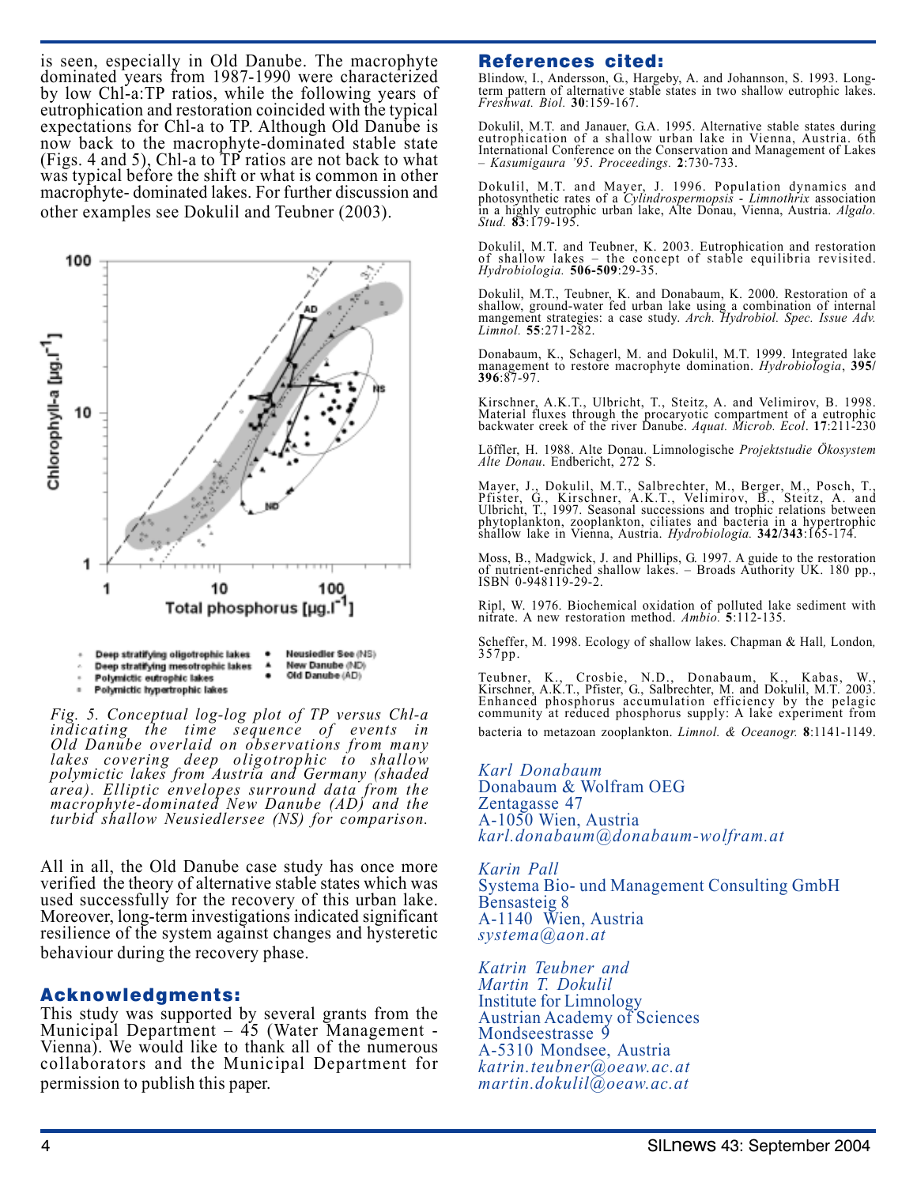is seen, especially in Old Danube. The macrophyte dominated years from 1987-1990 were characterized by low Chl-a:TP ratios, while the following years of eutrophication and restoration coincided with the typical expectations for Chl-a to TP. Although Old Danube is now back to the macrophyte-dominated stable state (Figs. 4 and 5), Chl-a to TP ratios are not back to what was typical before the shift or what is common in other macrophyte- dominated lakes. For further discussion and other examples see Dokulil and Teubner (2003).

*Fig. 5. Conceptual log-log plot of TP versus Chl-a indicating the time sequence of events in Old Danube overlaid on observations from many lakes covering deep oligotrophic to shallow polymictic lakes from Austria and Germany (shaded area). Elliptic envelopes surround data from the macrophyte-dominated New Danube (AD) and the turbid shallow Neusiedlersee (NS) for comparison.*

All in all, the Old Danube case study has once more verified the theory of alternative stable states which was used successfully for the recovery of this urban lake. Moreover, long-term investigations indicated significant resilience of the system against changes and hysteretic behaviour during the recovery phase.

## Acknowledgments:

This study was supported by several grants from the Municipal Department – 45 (Water Management - Vienna). We would like to thank all of the numerous collaborators and the Municipal Department for permission to publish this paper.

## References cited:

Blindow, I., Andersson, G., Hargeby, A. and Johannson, S. 1993. Long-term pattern of alternative stable states in two shallow eutrophic lakes. *Freshwat. Biol.* **30**:159-167.

Dokulil, M.T. and Janauer, G.A. 1995. Alternative stable states during eutrophication of a shallow urban lake in Vienna, Austria. 6th International Conference on the Conservation and Management of Lakes – *Kasumigaura '95. Proceedings.* **2**:730-733.

Dokulil, M.T. and Mayer, J. 1996. Population dynamics and photosynthetic rates of a *Cylindrospermopsis - Limnothrix* association in a highly eutrophic urban lake, Alte Donau, Vienna, Austria. *Algalo. Stud.* **83**:179-195.

Dokulil, M.T. and Teubner, K. 2003. Eutrophication and restoration of shallow lakes – the concept of stable equilibria revisited. *Hydrobiologia.* **506-509**:29-35.

Dokulil, M.T., Teubner, K. and Donabaum, K. 2000. Restoration of a shallow, ground-water fed urban lake using a combination of internal mangement strategies: a case study. *Arch. Hydrobiol. Spec. Issue Adv. Limnol.* **55**:271-282.

Donabaum, K., Schagerl, M. and Dokulil, M.T. 1999. Integrated lake management to restore macrophyte domination. *Hydrobiologia*, **395/396**:87-97.

Kirschner, A.K.T., Ulbricht, T., Steitz, A. and Velimirov, B. 1998. Material fluxes through the procaryotic compartment of a eutrophic backwater creek of the river Danube. *Aquat. Microb. Ecol*. **17**:211-230

Löffler, H. 1988. Alte Donau. Limnologische *Projektstudie Ökosystem Alte Donau*. Endbericht, 272 S.

Mayer, J., Dokulil, M.T., Salbrechter, M., Berger, M., Posch, T., Pfister, G., Kirschner, A.K.T., Velimirov, B., Steitz, A. and Ulbricht, T., 1997. Seasonal successions and trophic relations between phytoplankton, zooplankton, ciliates and bacteria in a hypertrophic shallow lake in Vienna, Austria. *Hydrobiologia.* **342/343**:165-174.

Moss, B., Madgwick, J. and Phillips, G. 1997. A guide to the restoration of nutrient-enriched shallow lakes. – Broads Authority UK. 180 pp., ISBN 0-948119-29-2.

Ripl, W. 1976. Biochemical oxidation of polluted lake sediment with nitrate. A new restoration method. *Ambio.* **5**:112-135.

Scheffer, M. 1998. Ecology of shallow lakes. Chapman & Hall, London, 357pp.

Teubner, K., Crosbie, N.D., Donabaum, K., Kabas, W., Kirschner, A.K.T., Pfister, G., Salbrechter, M. and Dokulil, M.T. 2003. Enhanced phosphorus accumulation efficiency by the pelagic community at reduced phosphorus supply: A lake experiment from bacteria to metazoan zooplankton. *Limnol. & Oceanogr.* **8**:1141-1149.

*Karl Donabaum*
Donabaum & Wolfram OEG
Zentagasse 47
A-1050 Wien, Austria
*karl.donabaum@donabaum-wolfram.at*

*Karin Pall*
Systema Bio- und Management Consulting GmbH
Bensasteig 8
A-1140 Wien, Austria
*systema@aon.at*

*Katrin Teubner and Martin T. Dokulil*
Institute for Limnology
Austrian Academy of Sciences
Mondseestrasse 9
A-5310 Mondsee, Austria
*katrin.teubner@oeaw.ac.at*
*martin.dokulil@oeaw.ac.at*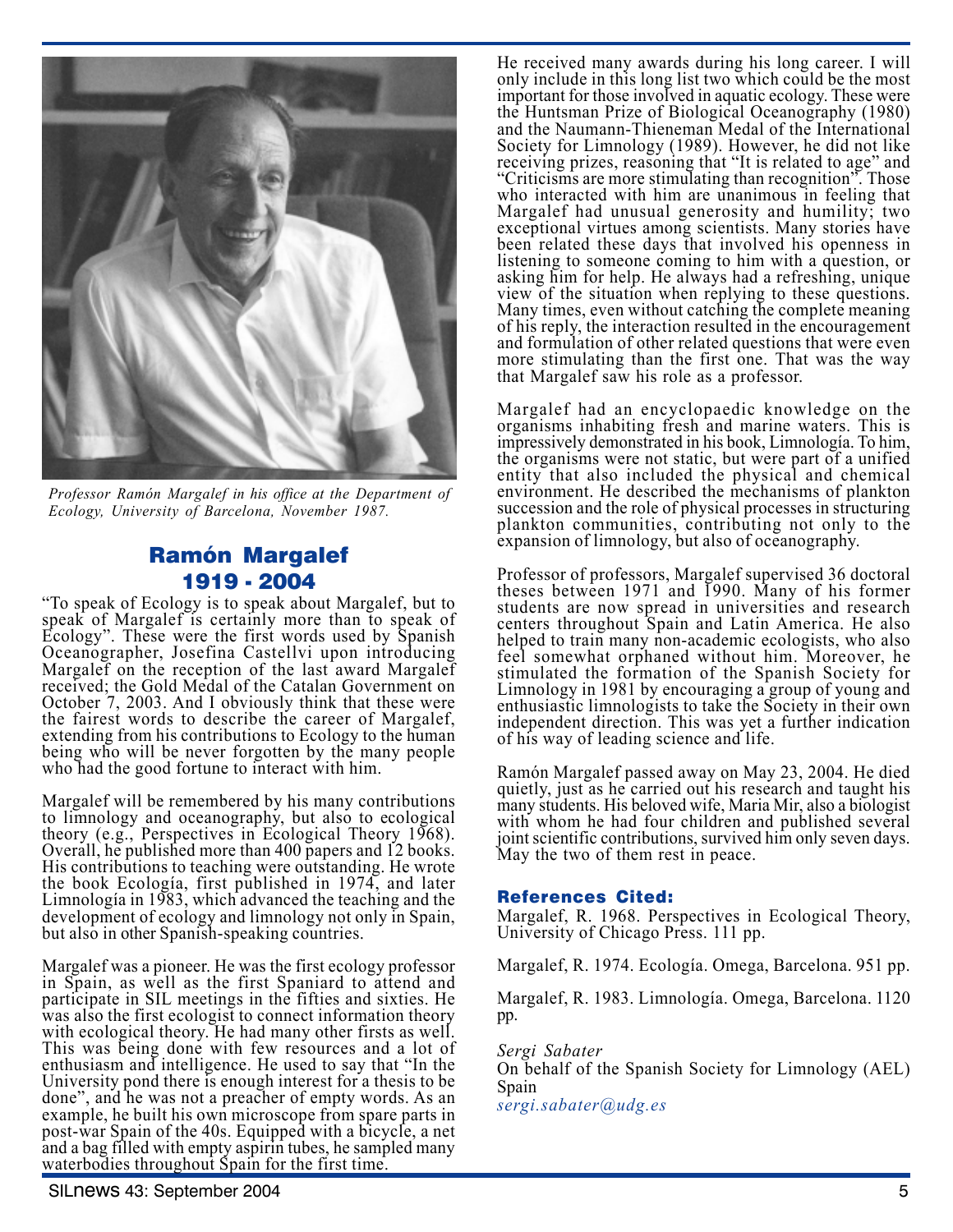*Professor Ramón Margalef in his office at the Department of Ecology, University of Barcelona, November 1987.*

## Ramón Margalef
## 1919 - 2004

"To speak of Ecology is to speak about Margalef, but to speak of Margalef is certainly more than to speak of Ecology". These were the first words used by Spanish Oceanographer, Josefina Castellvi upon introducing Margalef on the reception of the last award Margalef received; the Gold Medal of the Catalan Government on October 7, 2003. And I obviously think that these were the fairest words to describe the career of Margalef, extending from his contributions to Ecology to the human being who will be never forgotten by the many people who had the good fortune to interact with him.

Margalef will be remembered by his many contributions to limnology and oceanography, but also to ecological theory (e.g., Perspectives in Ecological Theory 1968). Overall, he published more than 400 papers and 12 books. His contributions to teaching were outstanding. He wrote the book Ecología, first published in 1974, and later Limnología in 1983, which advanced the teaching and the development of ecology and limnology not only in Spain, but also in other Spanish-speaking countries.

Margalef was a pioneer. He was the first ecology professor in Spain, as well as the first Spaniard to attend and participate in SIL meetings in the fifties and sixties. He was also the first ecologist to connect information theory with ecological theory. He had many other firsts as well. This was being done with few resources and a lot of enthusiasm and intelligence. He used to say that "In the University pond there is enough interest for a thesis to be done", and he was not a preacher of empty words. As an example, he built his own microscope from spare parts in post-war Spain of the 40s. Equipped with a bicycle, a net and a bag filled with empty aspirin tubes, he sampled many waterbodies throughout Spain for the first time.

He received many awards during his long career. I will only include in this long list two which could be the most important for those involved in aquatic ecology. These were the Huntsman Prize of Biological Oceanography (1980) and the Naumann-Thieneman Medal of the International Society for Limnology (1989). However, he did not like receiving prizes, reasoning that "It is related to age" and "Criticisms are more stimulating than recognition". Those who interacted with him are unanimous in feeling that Margalef had unusual generosity and humility; two exceptional virtues among scientists. Many stories have been related these days that involved his openness in listening to someone coming to him with a question, or asking him for help. He always had a refreshing, unique view of the situation when replying to these questions. Many times, even without catching the complete meaning of his reply, the interaction resulted in the encouragement and formulation of other related questions that were even more stimulating than the first one. That was the way that Margalef saw his role as a professor.

Margalef had an encyclopaedic knowledge on the organisms inhabiting fresh and marine waters. This is impressively demonstrated in his book, Limnología. To him, the organisms were not static, but were part of a unified entity that also included the physical and chemical environment. He described the mechanisms of plankton succession and the role of physical processes in structuring plankton communities, contributing not only to the expansion of limnology, but also of oceanography.

Professor of professors, Margalef supervised 36 doctoral theses between 1971 and 1990. Many of his former students are now spread in universities and research centers throughout Spain and Latin America. He also helped to train many non-academic ecologists, who also feel somewhat orphaned without him. Moreover, he stimulated the formation of the Spanish Society for Limnology in 1981 by encouraging a group of young and enthusiastic limnologists to take the Society in their own independent direction. This was yet a further indication of his way of leading science and life.

Ramón Margalef passed away on May 23, 2004. He died quietly, just as he carried out his research and taught his many students. His beloved wife, Maria Mir, also a biologist with whom he had four children and published several joint scientific contributions, survived him only seven days. May the two of them rest in peace.

### References Cited:

Margalef, R. 1968. Perspectives in Ecological Theory, University of Chicago Press. 111 pp.

Margalef, R. 1974. Ecología. Omega, Barcelona. 951 pp.

Margalef, R. 1983. Limnología. Omega, Barcelona. 1120 pp.

*Sergi Sabater*
On behalf of the Spanish Society for Limnology (AEL)
Spain
*sergi.sabater@udg.es*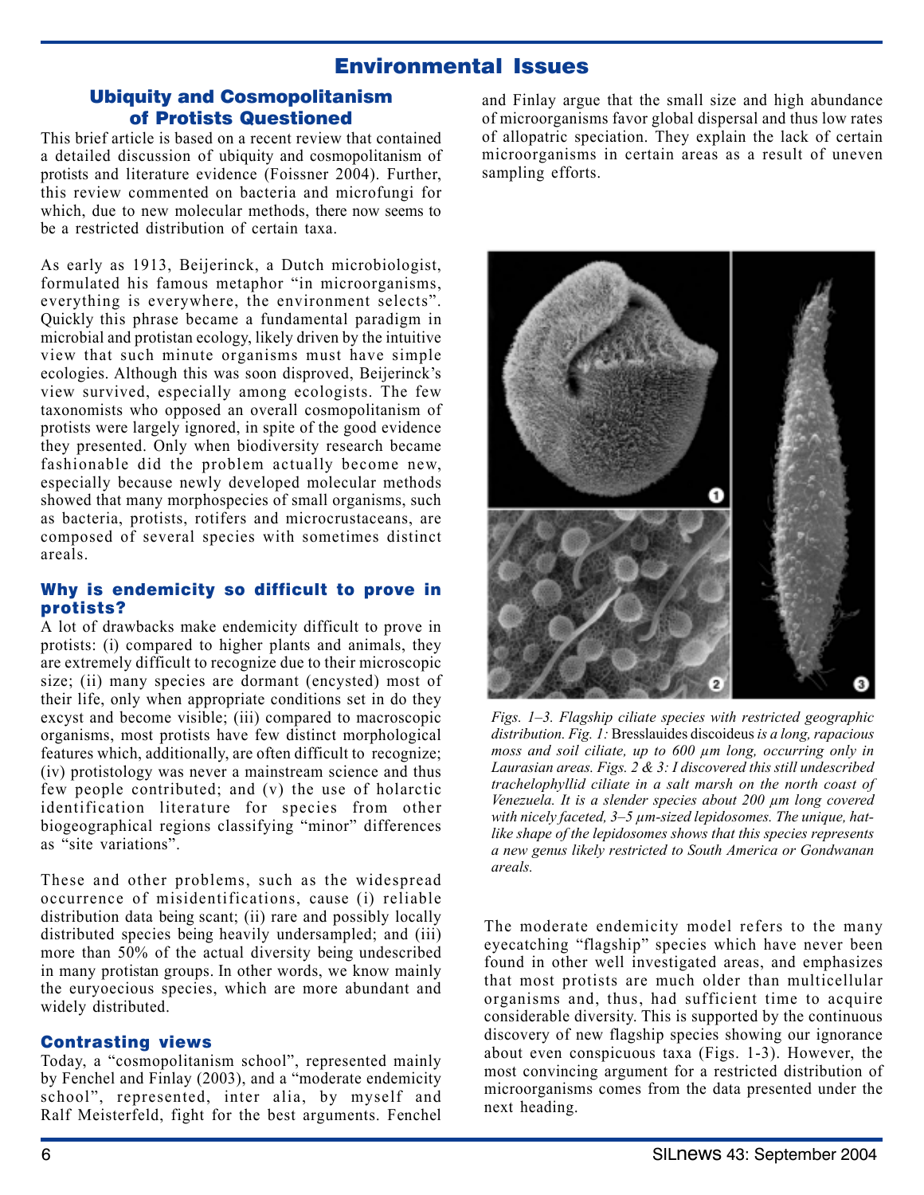# Environmental Issues

## Ubiquity and Cosmopolitanism of Protists Questioned

This brief article is based on a recent review that contained a detailed discussion of ubiquity and cosmopolitanism of protists and literature evidence (Foissner 2004). Further, this review commented on bacteria and microfungi for which, due to new molecular methods, there now seems to be a restricted distribution of certain taxa.

As early as 1913, Beijerinck, a Dutch microbiologist, formulated his famous metaphor "in microorganisms, everything is everywhere, the environment selects". Quickly this phrase became a fundamental paradigm in microbial and protistan ecology, likely driven by the intuitive view that such minute organisms must have simple ecologies. Although this was soon disproved, Beijerinck's view survived, especially among ecologists. The few taxonomists who opposed an overall cosmopolitanism of protists were largely ignored, in spite of the good evidence they presented. Only when biodiversity research became fashionable did the problem actually become new, especially because newly developed molecular methods showed that many morphospecies of small organisms, such as bacteria, protists, rotifers and microcrustaceans, are composed of several species with sometimes distinct areals.

### Why is endemicity so difficult to prove in protists?

A lot of drawbacks make endemicity difficult to prove in protists: (i) compared to higher plants and animals, they are extremely difficult to recognize due to their microscopic size; (ii) many species are dormant (encysted) most of their life, only when appropriate conditions set in do they excyst and become visible; (iii) compared to macroscopic organisms, most protists have few distinct morphological features which, additionally, are often difficult to recognize; (iv) protistology was never a mainstream science and thus few people contributed; and (v) the use of holarctic identification literature for species from other biogeographical regions classifying "minor" differences as "site variations".

These and other problems, such as the widespread occurrence of misidentifications, cause (i) reliable distribution data being scant; (ii) rare and possibly locally distributed species being heavily undersampled; and (iii) more than 50% of the actual diversity being undescribed in many protistan groups. In other words, we know mainly the euryoecious species, which are more abundant and widely distributed.

### Contrasting views

Today, a "cosmopolitanism school", represented mainly by Fenchel and Finlay (2003), and a "moderate endemicity school", represented, inter alia, by myself and Ralf Meisterfeld, fight for the best arguments. Fenchel and Finlay argue that the small size and high abundance of microorganisms favor global dispersal and thus low rates of allopatric speciation. They explain the lack of certain microorganisms in certain areas as a result of uneven sampling efforts.

*Figs. 1–3. Flagship ciliate species with restricted geographic distribution. Fig. 1:* Bresslauides discoideus *is a long, rapacious moss and soil ciliate, up to 600 µm long, occurring only in Laurasian areas. Figs. 2 & 3: I discovered this still undescribed trachelophyllid ciliate in a salt marsh on the north coast of Venezuela. It is a slender species about 200 µm long covered with nicely faceted, 3–5 µm-sized lepidosomes. The unique, hat-like shape of the lepidosomes shows that this species represents a new genus likely restricted to South America or Gondwanan areals.*

The moderate endemicity model refers to the many eyecatching "flagship" species which have never been found in other well investigated areas, and emphasizes that most protists are much older than multicellular organisms and, thus, had sufficient time to acquire considerable diversity. This is supported by the continuous discovery of new flagship species showing our ignorance about even conspicuous taxa (Figs. 1-3). However, the most convincing argument for a restricted distribution of microorganisms comes from the data presented under the next heading.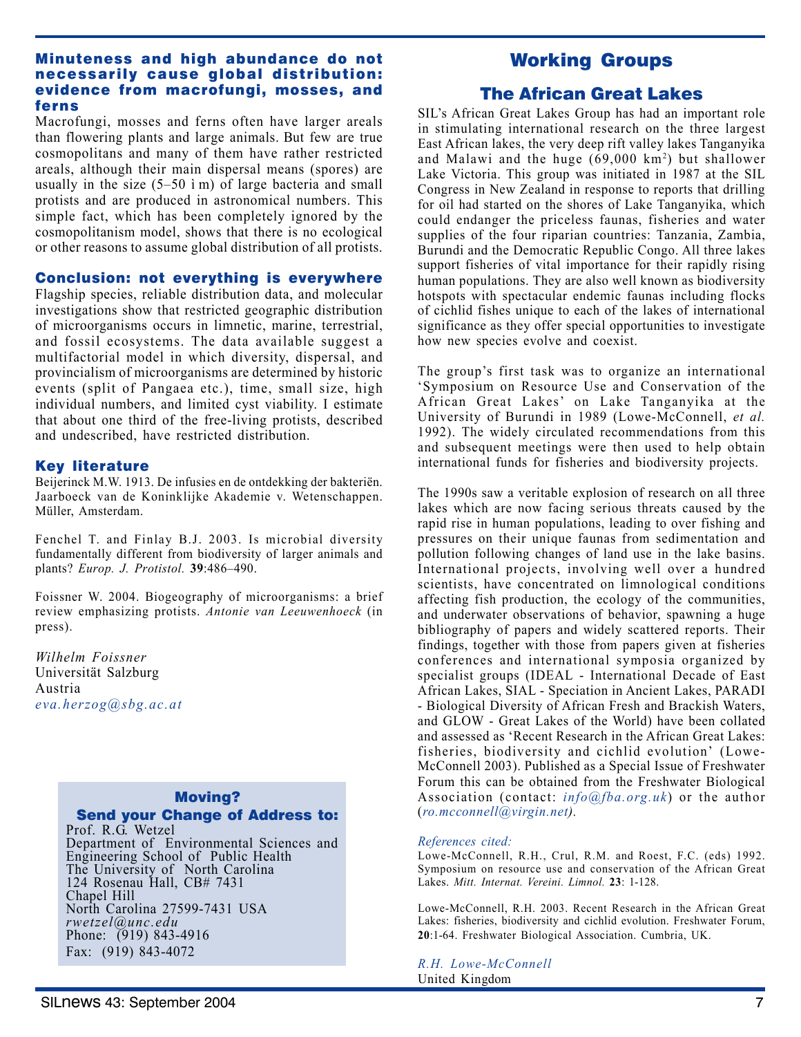### Minuteness and high abundance do not necessarily cause global distribution: evidence from macrofungi, mosses, and ferns

Macrofungi, mosses and ferns often have larger areals than flowering plants and large animals. But few are true cosmopolitans and many of them have rather restricted areals, although their main dispersal means (spores) are usually in the size (5–50 ì m) of large bacteria and small protists and are produced in astronomical numbers. This simple fact, which has been completely ignored by the cosmopolitanism model, shows that there is no ecological or other reasons to assume global distribution of all protists.

### Conclusion: not everything is everywhere

Flagship species, reliable distribution data, and molecular investigations show that restricted geographic distribution of microorganisms occurs in limnetic, marine, terrestrial, and fossil ecosystems. The data available suggest a multifactorial model in which diversity, dispersal, and provincialism of microorganisms are determined by historic events (split of Pangaea etc.), time, small size, high individual numbers, and limited cyst viability. I estimate that about one third of the free-living protists, described and undescribed, have restricted distribution.

### Key literature

Beijerinck M.W. 1913. De infusies en de ontdekking der bakteriën. Jaarboeck van de Koninklijke Akademie v. Wetenschappen. Müller, Amsterdam.

Fenchel T. and Finlay B.J. 2003. Is microbial diversity fundamentally different from biodiversity of larger animals and plants? *Europ. J. Protistol.* **39**:486–490.

Foissner W. 2004. Biogeography of microorganisms: a brief review emphasizing protists. *Antonie van Leeuwenhoeck* (in press).

*Wilhelm Foissner*
Universität Salzburg
Austria
*eva.herzog@sbg.ac.at*

**Moving?**
**Send your Change of Address to:**
Prof. R.G. Wetzel
Department of Environmental Sciences and Engineering School of Public Health
The University of North Carolina
124 Rosenau Hall, CB# 7431
Chapel Hill
North Carolina 27599-7431 USA
*rwetzel@unc.edu*
Phone: (919) 843-4916
Fax: (919) 843-4072

# Working Groups

## The African Great Lakes

SIL's African Great Lakes Group has had an important role in stimulating international research on the three largest East African lakes, the very deep rift valley lakes Tanganyika and Malawi and the huge (69,000 km$^2$) but shallower Lake Victoria. This group was initiated in 1987 at the SIL Congress in New Zealand in response to reports that drilling for oil had started on the shores of Lake Tanganyika, which could endanger the priceless faunas, fisheries and water supplies of the four riparian countries: Tanzania, Zambia, Burundi and the Democratic Republic Congo. All three lakes support fisheries of vital importance for their rapidly rising human populations. They are also well known as biodiversity hotspots with spectacular endemic faunas including flocks of cichlid fishes unique to each of the lakes of international significance as they offer special opportunities to investigate how new species evolve and coexist.

The group's first task was to organize an international 'Symposium on Resource Use and Conservation of the African Great Lakes' on Lake Tanganyika at the University of Burundi in 1989 (Lowe-McConnell, *et al.* 1992). The widely circulated recommendations from this and subsequent meetings were then used to help obtain international funds for fisheries and biodiversity projects.

The 1990s saw a veritable explosion of research on all three lakes which are now facing serious threats caused by the rapid rise in human populations, leading to over fishing and pressures on their unique faunas from sedimentation and pollution following changes of land use in the lake basins. International projects, involving well over a hundred scientists, have concentrated on limnological conditions affecting fish production, the ecology of the communities, and underwater observations of behavior, spawning a huge bibliography of papers and widely scattered reports. Their findings, together with those from papers given at fisheries conferences and international symposia organized by specialist groups (IDEAL - International Decade of East African Lakes, SIAL - Speciation in Ancient Lakes, PARADI - Biological Diversity of African Fresh and Brackish Waters, and GLOW - Great Lakes of the World) have been collated and assessed as 'Recent Research in the African Great Lakes: fisheries, biodiversity and cichlid evolution' (Lowe-McConnell 2003). Published as a Special Issue of Freshwater Forum this can be obtained from the Freshwater Biological Association (contact: *info@fba.org.uk*) or the author (*ro.mcconnell@virgin.net*).

*References cited:*

Lowe-McConnell, R.H., Crul, R.M. and Roest, F.C. (eds) 1992. Symposium on resource use and conservation of the African Great Lakes. *Mitt. Internat. Vereini. Limnol.* **23**: 1-128.

Lowe-McConnell, R.H. 2003. Recent Research in the African Great Lakes: fisheries, biodiversity and cichlid evolution. Freshwater Forum, **20**:1-64. Freshwater Biological Association. Cumbria, UK.

*R.H. Lowe-McConnell*
United Kingdom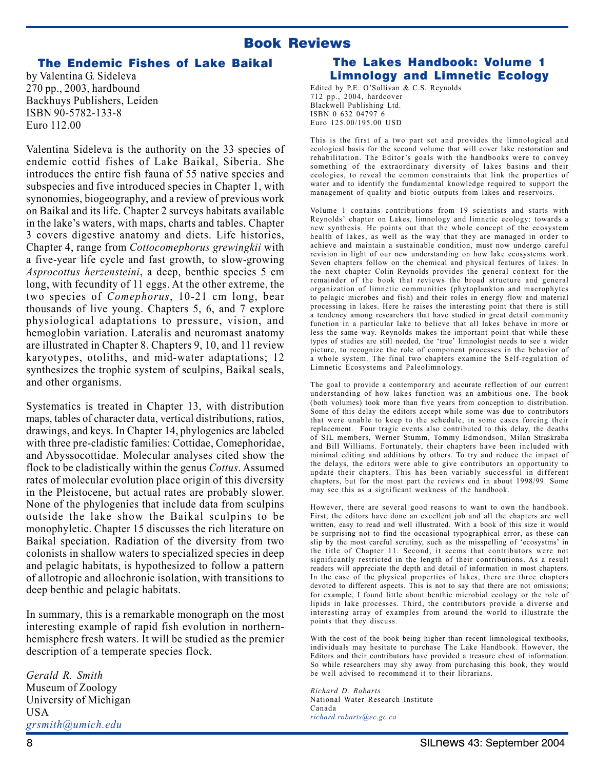# Book Reviews

## The Endemic Fishes of Lake Baikal

by Valentina G. Sideleva
270 pp., 2003, hardbound
Backhuys Publishers, Leiden
ISBN 90-5782-133-8
Euro 112.00

Valentina Sideleva is the authority on the 33 species of endemic cottid fishes of Lake Baikal, Siberia. She introduces the entire fish fauna of 55 native species and subspecies and five introduced species in Chapter 1, with synonomies, biogeography, and a review of previous work on Baikal and its life. Chapter 2 surveys habitats available in the lake's waters, with maps, charts and tables. Chapter 3 covers digestive anatomy and diets. Life histories, Chapter 4, range from *Cottocomephorus grewingkii* with a five-year life cycle and fast growth, to slow-growing *Asprocottus herzensteini*, a deep, benthic species 5 cm long, with fecundity of 11 eggs. At the other extreme, the two species of *Comephorus*, 10-21 cm long, bear thousands of live young. Chapters 5, 6, and 7 explore physiological adaptations to pressure, vision, and hemoglobin variation. Lateralis and neuromast anatomy are illustrated in Chapter 8. Chapters 9, 10, and 11 review karyotypes, otoliths, and mid-water adaptations; 12 synthesizes the trophic system of sculpins, Baikal seals, and other organisms.

Systematics is treated in Chapter 13, with distribution maps, tables of character data, vertical distributions, ratios, drawings, and keys. In Chapter 14, phylogenies are labeled with three pre-cladistic families: Cottidae, Comephoridae, and Abyssocottidae. Molecular analyses cited show the flock to be cladistically within the genus *Cottus*. Assumed rates of molecular evolution place origin of this diversity in the Pleistocene, but actual rates are probably slower. None of the phylogenies that include data from sculpins outside the lake show the Baikal sculpins to be monophyletic. Chapter 15 discusses the rich literature on Baikal speciation. Radiation of the diversity from two colonists in shallow waters to specialized species in deep and pelagic habitats, is hypothesized to follow a pattern of allotropic and allochronic isolation, with transitions to deep benthic and pelagic habitats.

In summary, this is a remarkable monograph on the most interesting example of rapid fish evolution in northern-hemisphere fresh waters. It will be studied as the premier description of a temperate species flock.

*Gerald R. Smith*
Museum of Zoology
University of Michigan
USA
*grsmith@umich.edu*

## The Lakes Handbook: Volume 1 Limnology and Limnetic Ecology

Edited by P.E. O'Sullivan & C.S. Reynolds
712 pp., 2004, hardcover
Blackwell Publishing Ltd.
ISBN 0 632 04797 6
Euro 125.00/195.00 USD

This is the first of a two part set and provides the limnological and ecological basis for the second volume that will cover lake restoration and rehabilitation. The Editor's goals with the handbooks were to convey something of the extraordinary diversity of lakes basins and their ecologies, to reveal the common constraints that link the properties of water and to identify the fundamental knowledge required to support the management of quality and biotic outputs from lakes and reservoirs.

Volume 1 contains contributions from 19 scientists and starts with Reynolds' chapter on Lakes, limnology and limnetic ecology: towards a new synthesis. He points out that the whole concept of the ecosystem health of lakes, as well as the way that they are managed in order to achieve and maintain a sustainable condition, must now undergo careful revision in light of our new understanding on how lake ecosystems work. Seven chapters follow on the chemical and physical features of lakes. In the next chapter Colin Reynolds provides the general context for the remainder of the book that reviews the broad structure and general organization of limnetic communities (phytoplankton and macrophytes to pelagic microbes and fish) and their roles in energy flow and material processing in lakes. Here he raises the interesting point that there is still a tendency among researchers that have studied in great detail community function in a particular lake to believe that all lakes behave in more or less the same way. Reynolds makes the important point that while these types of studies are still needed, the 'true' limnologist needs to see a wider picture, to recognize the role of component processes in the behavior of a whole system. The final two chapters examine the Self-regulation of Limnetic Ecosystems and Paleolimnology.

The goal to provide a contemporary and accurate reflection of our current understanding of how lakes function was an ambitious one. The book (both volumes) took more than five years from conception to distribution. Some of this delay the editors accept while some was due to contributors that were unable to keep to the schedule, in some cases forcing their replacement. Four tragic events also contributed to this delay, the deaths of SIL members, Werner Stumm, Tommy Edmondson, Milan Straskraba and Bill Williams. Fortunately, their chapters have been included with minimal editing and additions by others. To try and reduce the impact of the delays, the editors were able to give contributors an opportunity to update their chapters. This has been variably successful in different chapters, but for the most part the reviews end in about 1998/99. Some may see this as a significant weakness of the handbook.

However, there are several good reasons to want to own the handbook. First, the editors have done an excellent job and all the chapters are well written, easy to read and well illustrated. With a book of this size it would be surprising not to find the occasional typographical error, as these can slip by the most careful scrutiny, such as the misspelling of 'ecosystms' in the title of Chapter 11. Second, it seems that contributors were not significantly restricted in the length of their contributions. As a result readers will appreciate the depth and detail of information in most chapters. In the case of the physical properties of lakes, there are three chapters devoted to different aspects. This is not to say that there are not omissions; for example, I found little about benthic microbial ecology or the role of lipids in lake processes. Third, the contributors provide a diverse and interesting array of examples from around the world to illustrate the points that they discuss.

With the cost of the book being higher than recent limnological textbooks, individuals may hesitate to purchase The Lake Handbook. However, the Editors and their contributors have provided a treasure chest of information. So while researchers may shy away from purchasing this book, they would be well advised to recommend it to their librarians.

*Richard D. Robarts*
National Water Research Institute
Canada
*richard.robarts@ec.gc.ca*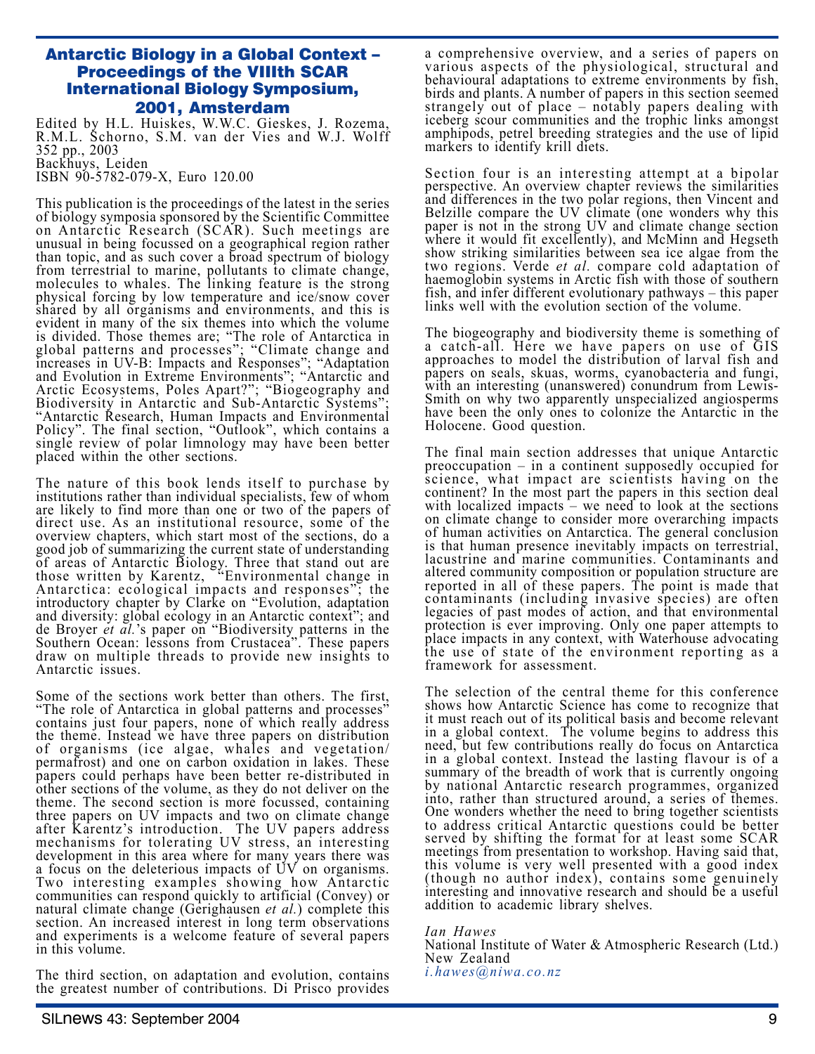## Antarctic Biology in a Global Context – Proceedings of the VIIIth SCAR International Biology Symposium, 2001, Amsterdam

Edited by H.L. Huiskes, W.W.C. Gieskes, J. Rozema, R.M.L. Schorno, S.M. van der Vies and W.J. Wolff
352 pp., 2003
Backhuys, Leiden
ISBN 90-5782-079-X, Euro 120.00

This publication is the proceedings of the latest in the series of biology symposia sponsored by the Scientific Committee on Antarctic Research (SCAR). Such meetings are unusual in being focussed on a geographical region rather than topic, and as such cover a broad spectrum of biology from terrestrial to marine, pollutants to climate change, molecules to whales. The linking feature is the strong physical forcing by low temperature and ice/snow cover shared by all organisms and environments, and this is evident in many of the six themes into which the volume is divided. Those themes are; "The role of Antarctica in global patterns and processes"; "Climate change and increases in UV-B: Impacts and Responses"; "Adaptation and Evolution in Extreme Environments"; "Antarctic and Arctic Ecosystems, Poles Apart?"; "Biogeography and Biodiversity in Antarctic and Sub-Antarctic Systems"; "Antarctic Research, Human Impacts and Environmental Policy". The final section, "Outlook", which contains a single review of polar limnology may have been better placed within the other sections.

The nature of this book lends itself to purchase by institutions rather than individual specialists, few of whom are likely to find more than one or two of the papers of direct use. As an institutional resource, some of the overview chapters, which start most of the sections, do a good job of summarizing the current state of understanding of areas of Antarctic Biology. Three that stand out are those written by Karentz, "Environmental change in Antarctica: ecological impacts and responses"; the introductory chapter by Clarke on "Evolution, adaptation and diversity: global ecology in an Antarctic context"; and de Broyer *et al.*'s paper on "Biodiversity patterns in the Southern Ocean: lessons from Crustacea". These papers draw on multiple threads to provide new insights to Antarctic issues.

Some of the sections work better than others. The first, "The role of Antarctica in global patterns and processes" contains just four papers, none of which really address the theme. Instead we have three papers on distribution of organisms (ice algae, whales and vegetation/permafrost) and one on carbon oxidation in lakes. These papers could perhaps have been better re-distributed in other sections of the volume, as they do not deliver on the theme. The second section is more focussed, containing three papers on UV impacts and two on climate change after Karentz's introduction. The UV papers address mechanisms for tolerating UV stress, an interesting development in this area where for many years there was a focus on the deleterious impacts of UV on organisms. Two interesting examples showing how Antarctic communities can respond quickly to artificial (Convey) or natural climate change (Gerighausen *et al.*) complete this section. An increased interest in long term observations and experiments is a welcome feature of several papers in this volume.

The third section, on adaptation and evolution, contains the greatest number of contributions. Di Prisco provides a comprehensive overview, and a series of papers on various aspects of the physiological, structural and behavioural adaptations to extreme environments by fish, birds and plants. A number of papers in this section seemed strangely out of place – notably papers dealing with iceberg scour communities and the trophic links amongst amphipods, petrel breeding strategies and the use of lipid markers to identify krill diets.

Section four is an interesting attempt at a bipolar perspective. An overview chapter reviews the similarities and differences in the two polar regions, then Vincent and Belzille compare the UV climate (one wonders why this paper is not in the strong UV and climate change section where it would fit excellently), and McMinn and Hegseth show striking similarities between sea ice algae from the two regions. Verde *et al.* compare cold adaptation of haemoglobin systems in Arctic fish with those of southern fish, and infer different evolutionary pathways – this paper links well with the evolution section of the volume.

The biogeography and biodiversity theme is something of a catch-all. Here we have papers on use of GIS approaches to model the distribution of larval fish and papers on seals, skuas, worms, cyanobacteria and fungi, with an interesting (unanswered) conundrum from Lewis-Smith on why two apparently unspecialized angiosperms have been the only ones to colonize the Antarctic in the Holocene. Good question.

The final main section addresses that unique Antarctic preoccupation – in a continent supposedly occupied for science, what impact are scientists having on the continent? In the most part the papers in this section deal with localized impacts – we need to look at the sections on climate change to consider more overarching impacts of human activities on Antarctica. The general conclusion is that human presence inevitably impacts on terrestrial, lacustrine and marine communities. Contaminants and altered community composition or population structure are reported in all of these papers. The point is made that contaminants (including invasive species) are often legacies of past modes of action, and that environmental protection is ever improving. Only one paper attempts to place impacts in any context, with Waterhouse advocating the use of state of the environment reporting as a framework for assessment.

The selection of the central theme for this conference shows how Antarctic Science has come to recognize that it must reach out of its political basis and become relevant in a global context. The volume begins to address this need, but few contributions really do focus on Antarctica in a global context. Instead the lasting flavour is of a summary of the breadth of work that is currently ongoing by national Antarctic research programmes, organized into, rather than structured around, a series of themes. One wonders whether the need to bring together scientists to address critical Antarctic questions could be better served by shifting the format for at least some SCAR meetings from presentation to workshop. Having said that, this volume is very well presented with a good index (though no author index), contains some genuinely interesting and innovative research and should be a useful addition to academic library shelves.

*Ian Hawes*
National Institute of Water & Atmospheric Research (Ltd.)
New Zealand
*i.hawes@niwa.co.nz*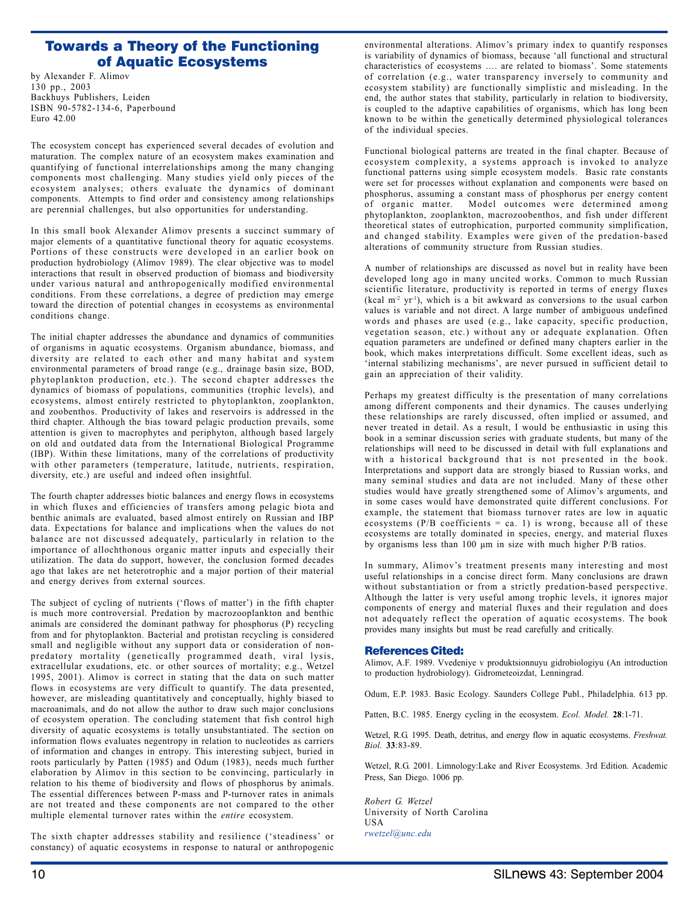## Towards a Theory of the Functioning of Aquatic Ecosystems

by Alexander F. Alimov
130 pp., 2003
Backhuys Publishers, Leiden
ISBN 90-5782-134-6, Paperbound
Euro 42.00

The ecosystem concept has experienced several decades of evolution and maturation. The complex nature of an ecosystem makes examination and quantifying of functional interrelationships among the many changing components most challenging. Many studies yield only pieces of the ecosystem analyses; others evaluate the dynamics of dominant components. Attempts to find order and consistency among relationships are perennial challenges, but also opportunities for understanding.

In this small book Alexander Alimov presents a succinct summary of major elements of a quantitative functional theory for aquatic ecosystems. Portions of these constructs were developed in an earlier book on production hydrobiology (Alimov 1989). The clear objective was to model interactions that result in observed production of biomass and biodiversity under various natural and anthropogenically modified environmental conditions. From these correlations, a degree of prediction may emerge toward the direction of potential changes in ecosystems as environmental conditions change.

The initial chapter addresses the abundance and dynamics of communities of organisms in aquatic ecosystems. Organism abundance, biomass, and diversity are related to each other and many habitat and system environmental parameters of broad range (e.g., drainage basin size, BOD, phytoplankton production, etc.). The second chapter addresses the dynamics of biomass of populations, communities (trophic levels), and ecosystems, almost entirely restricted to phytoplankton, zooplankton, and zoobenthos. Productivity of lakes and reservoirs is addressed in the third chapter. Although the bias toward pelagic production prevails, some attention is given to macrophytes and periphyton, although based largely on old and outdated data from the International Biological Programme (IBP). Within these limitations, many of the correlations of productivity with other parameters (temperature, latitude, nutrients, respiration, diversity, etc.) are useful and indeed often insightful.

The fourth chapter addresses biotic balances and energy flows in ecosystems in which fluxes and efficiencies of transfers among pelagic biota and benthic animals are evaluated, based almost entirely on Russian and IBP data. Expectations for balance and implications when the values do not balance are not discussed adequately, particularly in relation to the importance of allochthonous organic matter inputs and especially their utilization. The data do support, however, the conclusion formed decades ago that lakes are net heterotrophic and a major portion of their material and energy derives from external sources.

The subject of cycling of nutrients ('flows of matter') in the fifth chapter is much more controversial. Predation by macrozooplankton and benthic animals are considered the dominant pathway for phosphorus (P) recycling from and for phytoplankton. Bacterial and protistan recycling is considered small and negligible without any support data or consideration of non-predatory mortality (genetically programmed death, viral lysis, extracellular exudations, etc. or other sources of mortality; e.g., Wetzel 1995, 2001). Alimov is correct in stating that the data on such matter flows in ecosystems are very difficult to quantify. The data presented, however, are misleading quantitatively and conceptually, highly biased to macroanimals, and do not allow the author to draw such major conclusions of ecosystem operation. The concluding statement that fish control high diversity of aquatic ecosystems is totally unsubstantiated. The section on information flows evaluates negentropy in relation to nucleotides as carriers of information and changes in entropy. This interesting subject, buried in roots particularly by Patten (1985) and Odum (1983), needs much further elaboration by Alimov in this section to be convincing, particularly in relation to his theme of biodiversity and flows of phosphorus by animals. The essential differences between P-mass and P-turnover rates in animals are not treated and these components are not compared to the other multiple elemental turnover rates within the *entire* ecosystem.

The sixth chapter addresses stability and resilience ('steadiness' or constancy) of aquatic ecosystems in response to natural or anthropogenic environmental alterations. Alimov's primary index to quantify responses is variability of dynamics of biomass, because 'all functional and structural characteristics of ecosystems …. are related to biomass'. Some statements of correlation (e.g., water transparency inversely to community and ecosystem stability) are functionally simplistic and misleading. In the end, the author states that stability, particularly in relation to biodiversity, is coupled to the adaptive capabilities of organisms, which has long been known to be within the genetically determined physiological tolerances of the individual species.

Functional biological patterns are treated in the final chapter. Because of ecosystem complexity, a systems approach is invoked to analyze functional patterns using simple ecosystem models. Basic rate constants were set for processes without explanation and components were based on phosphorus, assuming a constant mass of phosphorus per energy content of organic matter. Model outcomes were determined among phytoplankton, zooplankton, macrozoobenthos, and fish under different theoretical states of eutrophication, purported community simplification, and changed stability. Examples were given of the predation-based alterations of community structure from Russian studies.

A number of relationships are discussed as novel but in reality have been developed long ago in many uncited works. Common to much Russian scientific literature, productivity is reported in terms of energy fluxes (kcal $m^{-2}$ $yr^{-1}$), which is a bit awkward as conversions to the usual carbon values is variable and not direct. A large number of ambiguous undefined words and phases are used (e.g., lake capacity, specific production, vegetation season, etc.) without any or adequate explanation. Often equation parameters are undefined or defined many chapters earlier in the book, which makes interpretations difficult. Some excellent ideas, such as 'internal stabilizing mechanisms', are never pursued in sufficient detail to gain an appreciation of their validity.

Perhaps my greatest difficulty is the presentation of many correlations among different components and their dynamics. The causes underlying these relationships are rarely discussed, often implied or assumed, and never treated in detail. As a result, I would be enthusiastic in using this book in a seminar discussion series with graduate students, but many of the relationships will need to be discussed in detail with full explanations and with a historical background that is not presented in the book. Interpretations and support data are strongly biased to Russian works, and many seminal studies and data are not included. Many of these other studies would have greatly strengthened some of Alimov's arguments, and in some cases would have demonstrated quite different conclusions. For example, the statement that biomass turnover rates are low in aquatic ecosystems (P/B coefficients = ca. 1) is wrong, because all of these ecosystems are totally dominated in species, energy, and material fluxes by organisms less than 100 µm in size with much higher P/B ratios.

In summary, Alimov's treatment presents many interesting and most useful relationships in a concise direct form. Many conclusions are drawn without substantiation or from a strictly predation-based perspective. Although the latter is very useful among trophic levels, it ignores major components of energy and material fluxes and their regulation and does not adequately reflect the operation of aquatic ecosystems. The book provides many insights but must be read carefully and critically.

### References Cited:

Alimov, A.F. 1989. Vvedeniye v produktsionnuyu gidrobiologiyu (An introduction to production hydrobiology). Gidrometeoizdat, Lenningrad.

Odum, E.P. 1983. Basic Ecology. Saunders College Publ., Philadelphia. 613 pp.

Patten, B.C. 1985. Energy cycling in the ecosystem. *Ecol. Model.* **28**:1-71.

Wetzel, R.G. 1995. Death, detritus, and energy flow in aquatic ecosystems. *Freshwat. Biol.* **33**:83-89.

Wetzel, R.G. 2001. Limnology:Lake and River Ecosystems. 3rd Edition. Academic Press, San Diego. 1006 pp.

*Robert G. Wetzel*
University of North Carolina
USA
*rwetzel@unc.edu*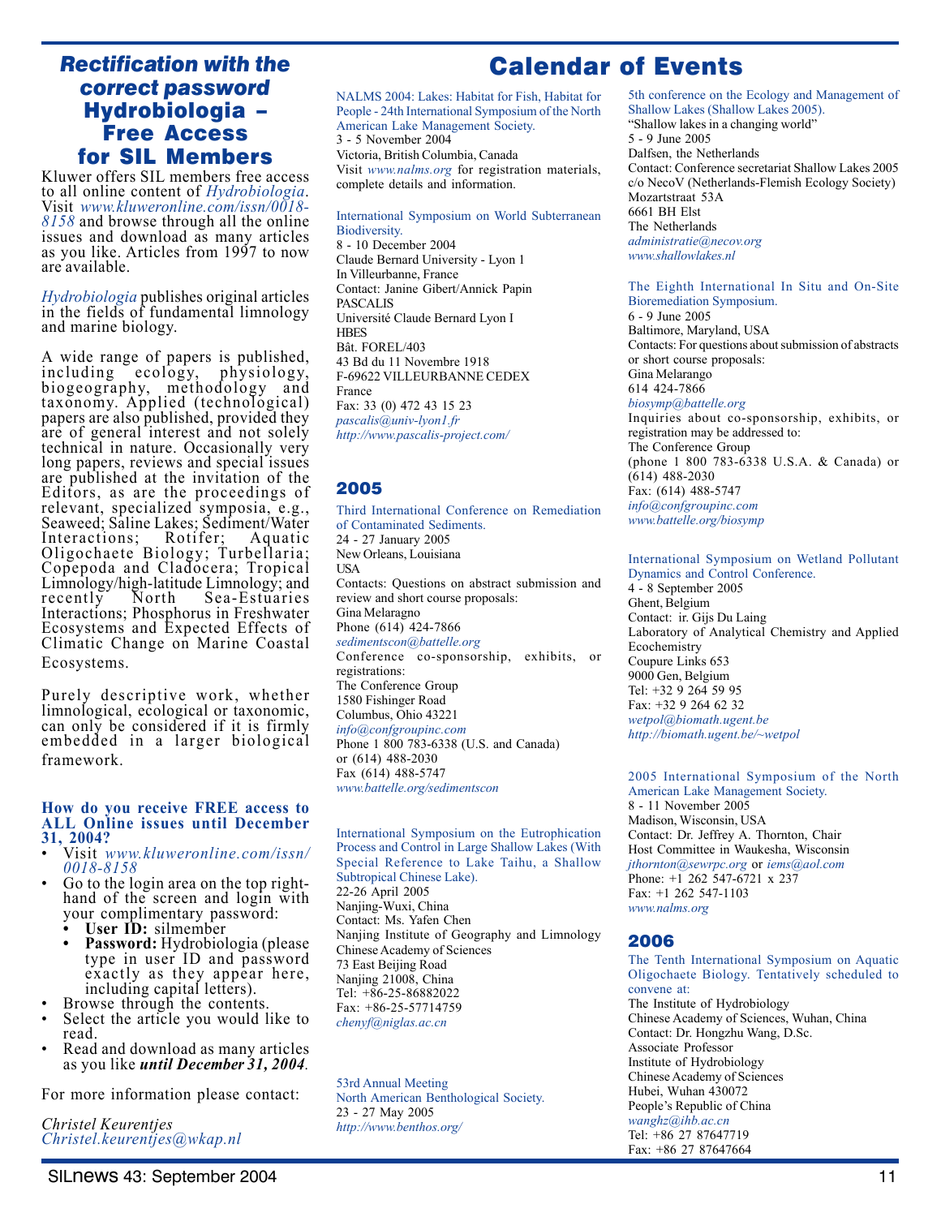## *Rectification with the correct password*

## Hydrobiologia – Free Access for SIL Members

Kluwer offers SIL members free access to all online content of *Hydrobiologia*. Visit *www.kluweronline.com/issn/0018-8158* and browse through all the online issues and download as many articles as you like. Articles from 1997 to now are available.

*Hydrobiologia* publishes original articles in the fields of fundamental limnology and marine biology.

A wide range of papers is published, including ecology, physiology, biogeography, methodology and taxonomy. Applied (technological) papers are also published, provided they are of general interest and not solely technical in nature. Occasionally very long papers, reviews and special issues are published at the invitation of the Editors, as are the proceedings of relevant, specialized symposia, e.g., Seaweed; Saline Lakes; Sediment/Water Interactions; Rotifer; Aquatic Oligochaete Biology; Turbellaria; Copepoda and Cladocera; Tropical Limnology/high-latitude Limnology; and recently North Sea-Estuaries Interactions; Phosphorus in Freshwater Ecosystems and Expected Effects of Climatic Change on Marine Coastal Ecosystems.

Purely descriptive work, whether limnological, ecological or taxonomic, can only be considered if it is firmly embedded in a larger biological framework.

**How do you receive FREE access to ALL Online issues until December 31, 2004?**

- Visit *www.kluweronline.com/issn/0018-8158*
- Go to the login area on the top right-hand of the screen and login with your complimentary password:
  - **User ID:** silmember
  - **Password:** Hydrobiologia (please type in user ID and password exactly as they appear here, including capital letters).
- Browse through the contents.
- Select the article you would like to read.
- Read and download as many articles as you like ***until December 31, 2004***.

For more information please contact:

*Christel Keurentjes*
*Christel.keurentjes@wkap.nl*

# Calendar of Events

NALMS 2004: Lakes: Habitat for Fish, Habitat for People - 24th International Symposium of the North American Lake Management Society.
3 - 5 November 2004
Victoria, British Columbia, Canada
Visit *www.nalms.org* for registration materials, complete details and information.

International Symposium on World Subterranean Biodiversity.
8 - 10 December 2004
Claude Bernard University - Lyon 1
In Villeurbanne, France
Contact: Janine Gibert/Annick Papin
PASCALIS
Université Claude Bernard Lyon I
HBES
Bât. FOREL/403
43 Bd du 11 Novembre 1918
F-69622 VILLEURBANNE CEDEX
France
Fax: 33 (0) 472 43 15 23
*pascalis@univ-lyon1.fr*
*http://www.pascalis-project.com/*

## 2005

Third International Conference on Remediation of Contaminated Sediments.
24 - 27 January 2005
New Orleans, Louisiana
USA
Contacts: Questions on abstract submission and review and short course proposals:
Gina Melaragno
Phone (614) 424-7866
*sedimentscon@battelle.org*
Conference co-sponsorship, exhibits, or registrations:
The Conference Group
1580 Fishinger Road
Columbus, Ohio 43221
*info@confgroupinc.com*
Phone 1 800 783-6338 (U.S. and Canada) or (614) 488-2030
Fax (614) 488-5747
*www.battelle.org/sedimentscon*

International Symposium on the Eutrophication Process and Control in Large Shallow Lakes (With Special Reference to Lake Taihu, a Shallow Subtropical Chinese Lake).
22-26 April 2005
Nanjing-Wuxi, China
Contact: Ms. Yafen Chen
Nanjing Institute of Geography and Limnology
Chinese Academy of Sciences
73 East Beijing Road
Nanjing 21008, China
Tel: +86-25-86882022
Fax: +86-25-57714759
*chenyf@niglas.ac.cn*

53rd Annual Meeting
North American Benthological Society.
23 - 27 May 2005
*http://www.benthos.org/*

5th conference on the Ecology and Management of Shallow Lakes (Shallow Lakes 2005).
"Shallow lakes in a changing world"
5 - 9 June 2005
Dalfsen, the Netherlands
Contact: Conference secretariat Shallow Lakes 2005
c/o NecoV (Netherlands-Flemish Ecology Society)
Mozartstraat 53A
6661 BH Elst
The Netherlands
*administratie@necov.org*
*www.shallowlakes.nl*

The Eighth International In Situ and On-Site Bioremediation Symposium.
6 - 9 June 2005
Baltimore, Maryland, USA
Contacts: For questions about submission of abstracts or short course proposals:
Gina Melarango
614 424-7866
*biosymp@battelle.org*
Inquiries about co-sponsorship, exhibits, or registration may be addressed to:
The Conference Group
(phone 1 800 783-6338 U.S.A. & Canada) or (614) 488-2030
Fax: (614) 488-5747
*info@confgroupinc.com*
*www.battelle.org/biosymp*

International Symposium on Wetland Pollutant Dynamics and Control Conference.
4 - 8 September 2005
Ghent, Belgium
Contact: ir. Gijs Du Laing
Laboratory of Analytical Chemistry and Applied Ecochemistry
Coupure Links 653
9000 Gen, Belgium
Tel: +32 9 264 59 95
Fax: +32 9 264 62 32
*wetpol@biomath.ugent.be*
*http://biomath.ugent.be/~wetpol*

2005 International Symposium of the North American Lake Management Society.
8 - 11 November 2005
Madison, Wisconsin, USA
Contact: Dr. Jeffrey A. Thornton, Chair
Host Committee in Waukesha, Wisconsin
*jthornton@sewrpc.org* or *iems@aol.com*
Phone: +1 262 547-6721 x 237
Fax: +1 262 547-1103
*www.nalms.org*

## 2006

The Tenth International Symposium on Aquatic Oligochaete Biology. Tentatively scheduled to convene at:
The Institute of Hydrobiology
Chinese Academy of Sciences, Wuhan, China
Contact: Dr. Hongzhu Wang, D.Sc.
Associate Professor
Institute of Hydrobiology
Chinese Academy of Sciences
Hubei, Wuhan 430072
People's Republic of China
*wanghz@ihb.ac.cn*
Tel: +86 27 87647719
Fax: +86 27 87647664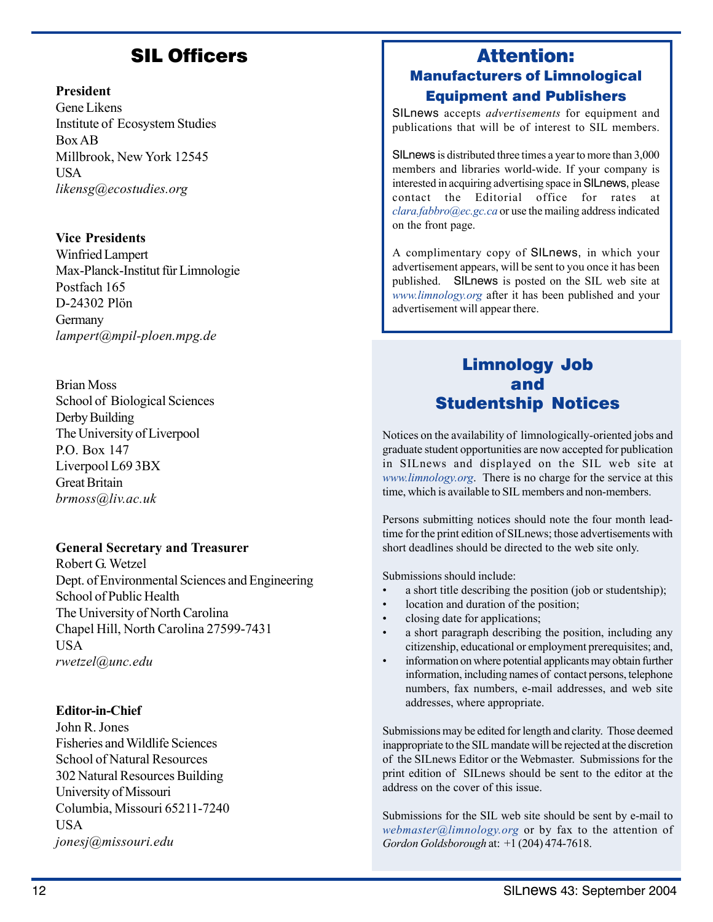## SIL Officers

**President**
Gene Likens
Institute of Ecosystem Studies
Box AB
Millbrook, New York 12545
USA
*likensg@ecostudies.org*

**Vice Presidents**
Winfried Lampert
Max-Planck-Institut für Limnologie
Postfach 165
D-24302 Plön
Germany
*lampert@mpil-ploen.mpg.de*

Brian Moss
School of Biological Sciences
Derby Building
The University of Liverpool
P.O. Box 147
Liverpool L69 3BX
Great Britain
*brmoss@liv.ac.uk*

**General Secretary and Treasurer**
Robert G. Wetzel
Dept. of Environmental Sciences and Engineering
School of Public Health
The University of North Carolina
Chapel Hill, North Carolina 27599-7431
USA
*rwetzel@unc.edu*

**Editor-in-Chief**
John R. Jones
Fisheries and Wildlife Sciences
School of Natural Resources
302 Natural Resources Building
University of Missouri
Columbia, Missouri 65211-7240
USA
*jonesj@missouri.edu*

## Attention: Manufacturers of Limnological Equipment and Publishers

SILnews accepts *advertisements* for equipment and publications that will be of interest to SIL members.

SILnews is distributed three times a year to more than 3,000 members and libraries world-wide. If your company is interested in acquiring advertising space in SILnews, please contact the Editorial office for rates at *clara.fabbro@ec.gc.ca* or use the mailing address indicated on the front page.

A complimentary copy of SILnews, in which your advertisement appears, will be sent to you once it has been published. SILnews is posted on the SIL web site at *www.limnology.org* after it has been published and your advertisement will appear there.

## Limnology Job and Studentship Notices

Notices on the availability of limnologically-oriented jobs and graduate student opportunities are now accepted for publication in SILnews and displayed on the SIL web site at *www.limnology.org*. There is no charge for the service at this time, which is available to SIL members and non-members.

Persons submitting notices should note the four month lead-time for the print edition of SILnews; those advertisements with short deadlines should be directed to the web site only.

Submissions should include:

- a short title describing the position (job or studentship);
- location and duration of the position;
- closing date for applications;
- a short paragraph describing the position, including any citizenship, educational or employment prerequisites; and,
- information on where potential applicants may obtain further information, including names of contact persons, telephone numbers, fax numbers, e-mail addresses, and web site addresses, where appropriate.

Submissions may be edited for length and clarity. Those deemed inappropriate to the SIL mandate will be rejected at the discretion of the SILnews Editor or the Webmaster. Submissions for the print edition of SILnews should be sent to the editor at the address on the cover of this issue.

Submissions for the SIL web site should be sent by e-mail to *webmaster@limnology.org* or by fax to the attention of *Gordon Goldsborough* at: +1 (204) 474-7618.